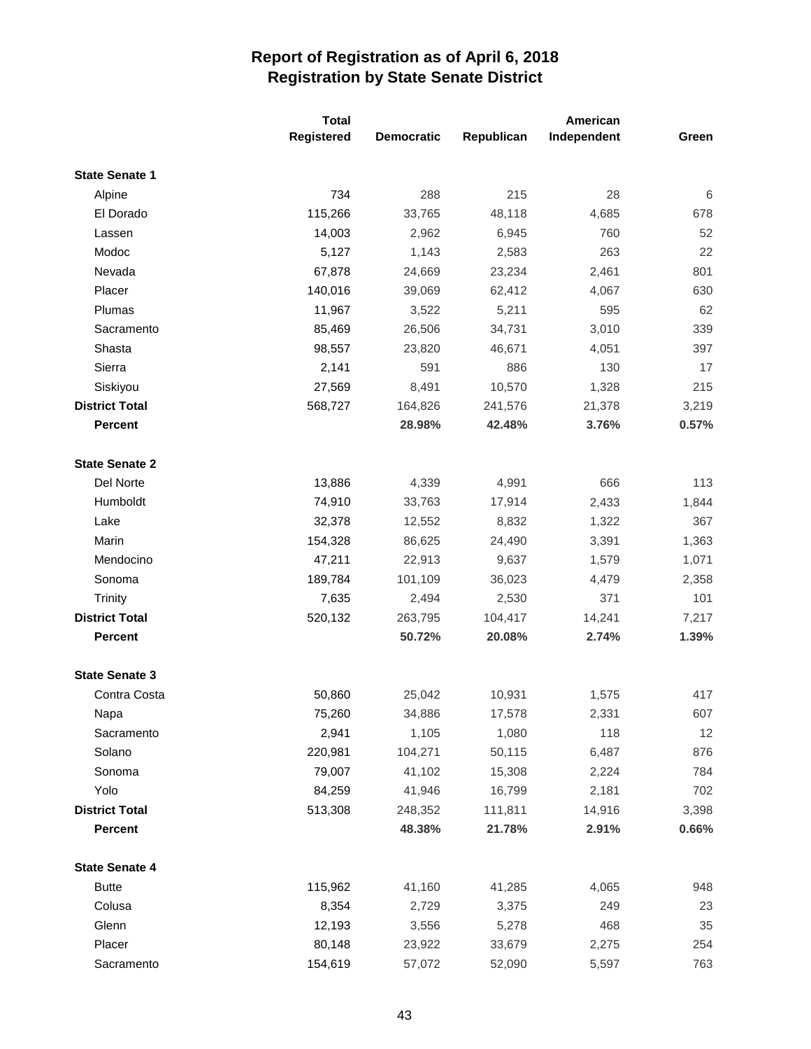# Report of Registration as of April 6, 2018
## Registration by State Senate District

| | Total Registered | Democratic | Republican | American Independent | Green |
|---|---|---|---|---|---|
| **State Senate 1** | | | | | |
| Alpine | 734 | 288 | 215 | 28 | 6 |
| El Dorado | 115,266 | 33,765 | 48,118 | 4,685 | 678 |
| Lassen | 14,003 | 2,962 | 6,945 | 760 | 52 |
| Modoc | 5,127 | 1,143 | 2,583 | 263 | 22 |
| Nevada | 67,878 | 24,669 | 23,234 | 2,461 | 801 |
| Placer | 140,016 | 39,069 | 62,412 | 4,067 | 630 |
| Plumas | 11,967 | 3,522 | 5,211 | 595 | 62 |
| Sacramento | 85,469 | 26,506 | 34,731 | 3,010 | 339 |
| Shasta | 98,557 | 23,820 | 46,671 | 4,051 | 397 |
| Sierra | 2,141 | 591 | 886 | 130 | 17 |
| Siskiyou | 27,569 | 8,491 | 10,570 | 1,328 | 215 |
| **District Total** | 568,727 | 164,826 | 241,576 | 21,378 | 3,219 |
| **Percent** | | **28.98%** | **42.48%** | **3.76%** | **0.57%** |
| **State Senate 2** | | | | | |
| Del Norte | 13,886 | 4,339 | 4,991 | 666 | 113 |
| Humboldt | 74,910 | 33,763 | 17,914 | 2,433 | 1,844 |
| Lake | 32,378 | 12,552 | 8,832 | 1,322 | 367 |
| Marin | 154,328 | 86,625 | 24,490 | 3,391 | 1,363 |
| Mendocino | 47,211 | 22,913 | 9,637 | 1,579 | 1,071 |
| Sonoma | 189,784 | 101,109 | 36,023 | 4,479 | 2,358 |
| Trinity | 7,635 | 2,494 | 2,530 | 371 | 101 |
| **District Total** | 520,132 | 263,795 | 104,417 | 14,241 | 7,217 |
| **Percent** | | **50.72%** | **20.08%** | **2.74%** | **1.39%** |
| **State Senate 3** | | | | | |
| Contra Costa | 50,860 | 25,042 | 10,931 | 1,575 | 417 |
| Napa | 75,260 | 34,886 | 17,578 | 2,331 | 607 |
| Sacramento | 2,941 | 1,105 | 1,080 | 118 | 12 |
| Solano | 220,981 | 104,271 | 50,115 | 6,487 | 876 |
| Sonoma | 79,007 | 41,102 | 15,308 | 2,224 | 784 |
| Yolo | 84,259 | 41,946 | 16,799 | 2,181 | 702 |
| **District Total** | 513,308 | 248,352 | 111,811 | 14,916 | 3,398 |
| **Percent** | | **48.38%** | **21.78%** | **2.91%** | **0.66%** |
| **State Senate 4** | | | | | |
| Butte | 115,962 | 41,160 | 41,285 | 4,065 | 948 |
| Colusa | 8,354 | 2,729 | 3,375 | 249 | 23 |
| Glenn | 12,193 | 3,556 | 5,278 | 468 | 35 |
| Placer | 80,148 | 23,922 | 33,679 | 2,275 | 254 |
| Sacramento | 154,619 | 57,072 | 52,090 | 5,597 | 763 |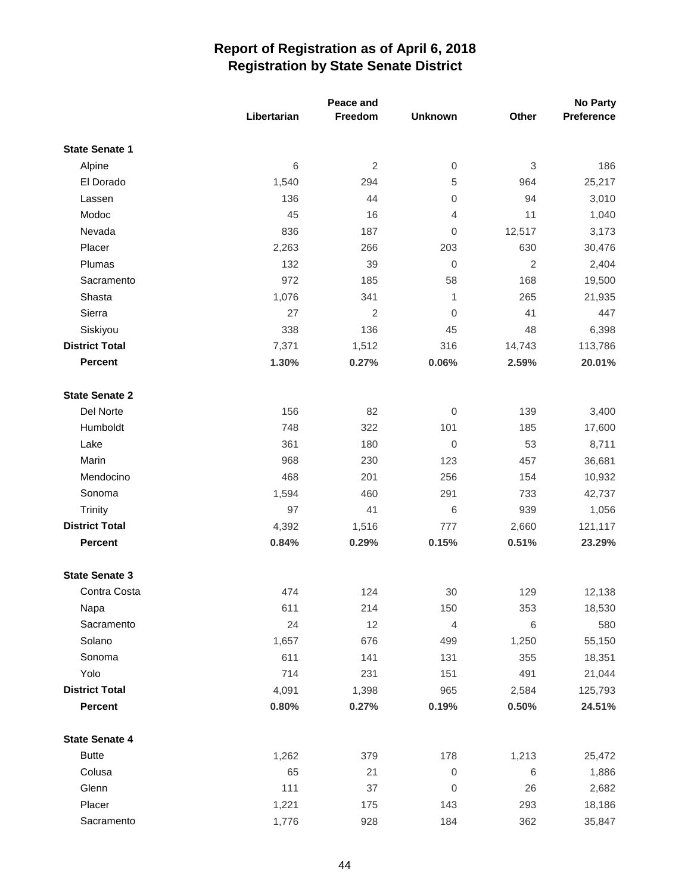# Report of Registration as of April 6, 2018
## Registration by State Senate District

| | Libertarian | Peace and Freedom | Unknown | Other | No Party Preference |
|---|---|---|---|---|---|
| **State Senate 1** | | | | | |
| Alpine | 6 | 2 | 0 | 3 | 186 |
| El Dorado | 1,540 | 294 | 5 | 964 | 25,217 |
| Lassen | 136 | 44 | 0 | 94 | 3,010 |
| Modoc | 45 | 16 | 4 | 11 | 1,040 |
| Nevada | 836 | 187 | 0 | 12,517 | 3,173 |
| Placer | 2,263 | 266 | 203 | 630 | 30,476 |
| Plumas | 132 | 39 | 0 | 2 | 2,404 |
| Sacramento | 972 | 185 | 58 | 168 | 19,500 |
| Shasta | 1,076 | 341 | 1 | 265 | 21,935 |
| Sierra | 27 | 2 | 0 | 41 | 447 |
| Siskiyou | 338 | 136 | 45 | 48 | 6,398 |
| **District Total** | 7,371 | 1,512 | 316 | 14,743 | 113,786 |
| **Percent** | **1.30%** | **0.27%** | **0.06%** | **2.59%** | **20.01%** |
| **State Senate 2** | | | | | |
| Del Norte | 156 | 82 | 0 | 139 | 3,400 |
| Humboldt | 748 | 322 | 101 | 185 | 17,600 |
| Lake | 361 | 180 | 0 | 53 | 8,711 |
| Marin | 968 | 230 | 123 | 457 | 36,681 |
| Mendocino | 468 | 201 | 256 | 154 | 10,932 |
| Sonoma | 1,594 | 460 | 291 | 733 | 42,737 |
| Trinity | 97 | 41 | 6 | 939 | 1,056 |
| **District Total** | 4,392 | 1,516 | 777 | 2,660 | 121,117 |
| **Percent** | **0.84%** | **0.29%** | **0.15%** | **0.51%** | **23.29%** |
| **State Senate 3** | | | | | |
| Contra Costa | 474 | 124 | 30 | 129 | 12,138 |
| Napa | 611 | 214 | 150 | 353 | 18,530 |
| Sacramento | 24 | 12 | 4 | 6 | 580 |
| Solano | 1,657 | 676 | 499 | 1,250 | 55,150 |
| Sonoma | 611 | 141 | 131 | 355 | 18,351 |
| Yolo | 714 | 231 | 151 | 491 | 21,044 |
| **District Total** | 4,091 | 1,398 | 965 | 2,584 | 125,793 |
| **Percent** | **0.80%** | **0.27%** | **0.19%** | **0.50%** | **24.51%** |
| **State Senate 4** | | | | | |
| Butte | 1,262 | 379 | 178 | 1,213 | 25,472 |
| Colusa | 65 | 21 | 0 | 6 | 1,886 |
| Glenn | 111 | 37 | 0 | 26 | 2,682 |
| Placer | 1,221 | 175 | 143 | 293 | 18,186 |
| Sacramento | 1,776 | 928 | 184 | 362 | 35,847 |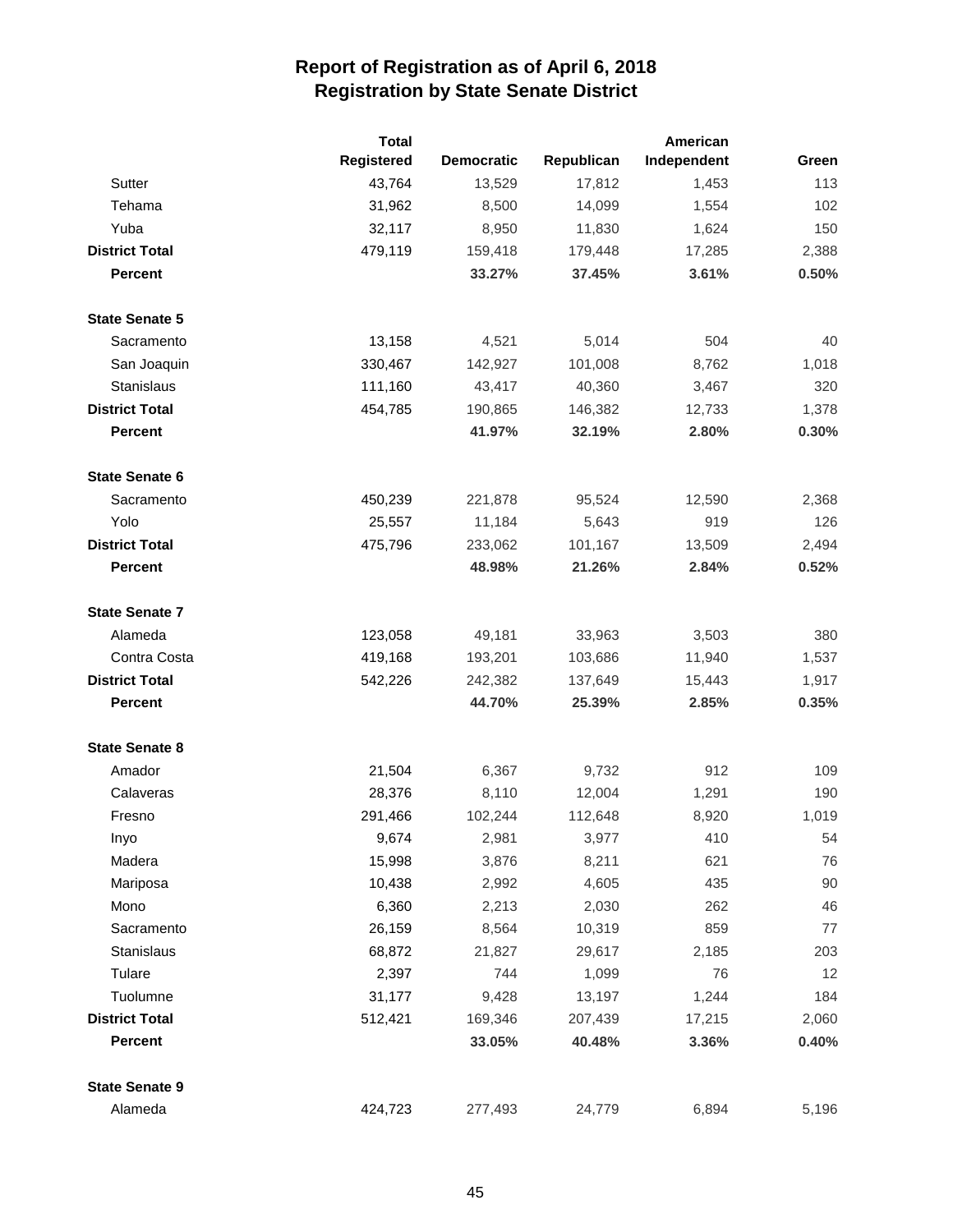# Report of Registration as of April 6, 2018
## Registration by State Senate District

| | Total Registered | Democratic | Republican | American Independent | Green |
|---|---|---|---|---|---|
| Sutter | 43,764 | 13,529 | 17,812 | 1,453 | 113 |
| Tehama | 31,962 | 8,500 | 14,099 | 1,554 | 102 |
| Yuba | 32,117 | 8,950 | 11,830 | 1,624 | 150 |
| **District Total** | 479,119 | 159,418 | 179,448 | 17,285 | 2,388 |
| **Percent** | | **33.27%** | **37.45%** | **3.61%** | **0.50%** |
| **State Senate 5** | | | | | |
| Sacramento | 13,158 | 4,521 | 5,014 | 504 | 40 |
| San Joaquin | 330,467 | 142,927 | 101,008 | 8,762 | 1,018 |
| Stanislaus | 111,160 | 43,417 | 40,360 | 3,467 | 320 |
| **District Total** | 454,785 | 190,865 | 146,382 | 12,733 | 1,378 |
| **Percent** | | **41.97%** | **32.19%** | **2.80%** | **0.30%** |
| **State Senate 6** | | | | | |
| Sacramento | 450,239 | 221,878 | 95,524 | 12,590 | 2,368 |
| Yolo | 25,557 | 11,184 | 5,643 | 919 | 126 |
| **District Total** | 475,796 | 233,062 | 101,167 | 13,509 | 2,494 |
| **Percent** | | **48.98%** | **21.26%** | **2.84%** | **0.52%** |
| **State Senate 7** | | | | | |
| Alameda | 123,058 | 49,181 | 33,963 | 3,503 | 380 |
| Contra Costa | 419,168 | 193,201 | 103,686 | 11,940 | 1,537 |
| **District Total** | 542,226 | 242,382 | 137,649 | 15,443 | 1,917 |
| **Percent** | | **44.70%** | **25.39%** | **2.85%** | **0.35%** |
| **State Senate 8** | | | | | |
| Amador | 21,504 | 6,367 | 9,732 | 912 | 109 |
| Calaveras | 28,376 | 8,110 | 12,004 | 1,291 | 190 |
| Fresno | 291,466 | 102,244 | 112,648 | 8,920 | 1,019 |
| Inyo | 9,674 | 2,981 | 3,977 | 410 | 54 |
| Madera | 15,998 | 3,876 | 8,211 | 621 | 76 |
| Mariposa | 10,438 | 2,992 | 4,605 | 435 | 90 |
| Mono | 6,360 | 2,213 | 2,030 | 262 | 46 |
| Sacramento | 26,159 | 8,564 | 10,319 | 859 | 77 |
| Stanislaus | 68,872 | 21,827 | 29,617 | 2,185 | 203 |
| Tulare | 2,397 | 744 | 1,099 | 76 | 12 |
| Tuolumne | 31,177 | 9,428 | 13,197 | 1,244 | 184 |
| **District Total** | 512,421 | 169,346 | 207,439 | 17,215 | 2,060 |
| **Percent** | | **33.05%** | **40.48%** | **3.36%** | **0.40%** |
| **State Senate 9** | | | | | |
| Alameda | 424,723 | 277,493 | 24,779 | 6,894 | 5,196 |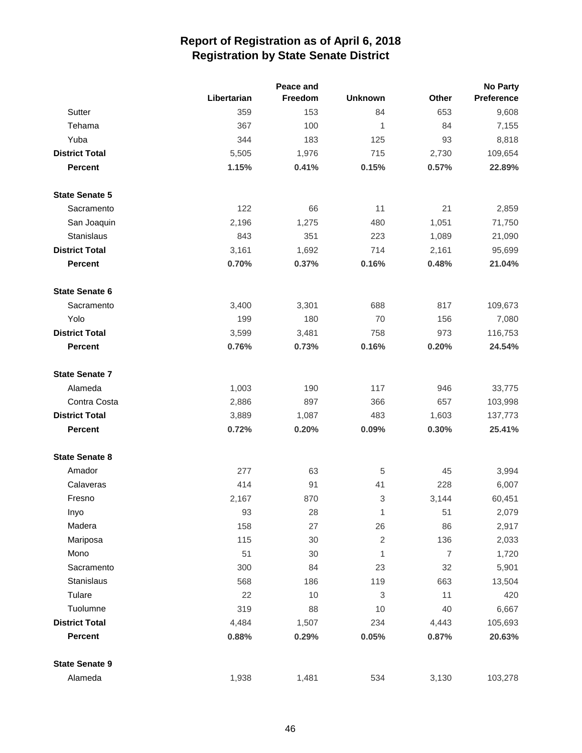# Report of Registration as of April 6, 2018
## Registration by State Senate District

| | Libertarian | Peace and Freedom | Unknown | Other | No Party Preference |
|---|---|---|---|---|---|
| Sutter | 359 | 153 | 84 | 653 | 9,608 |
| Tehama | 367 | 100 | 1 | 84 | 7,155 |
| Yuba | 344 | 183 | 125 | 93 | 8,818 |
| **District Total** | 5,505 | 1,976 | 715 | 2,730 | 109,654 |
| **Percent** | **1.15%** | **0.41%** | **0.15%** | **0.57%** | **22.89%** |
| **State Senate 5** | | | | | |
| Sacramento | 122 | 66 | 11 | 21 | 2,859 |
| San Joaquin | 2,196 | 1,275 | 480 | 1,051 | 71,750 |
| Stanislaus | 843 | 351 | 223 | 1,089 | 21,090 |
| **District Total** | 3,161 | 1,692 | 714 | 2,161 | 95,699 |
| **Percent** | **0.70%** | **0.37%** | **0.16%** | **0.48%** | **21.04%** |
| **State Senate 6** | | | | | |
| Sacramento | 3,400 | 3,301 | 688 | 817 | 109,673 |
| Yolo | 199 | 180 | 70 | 156 | 7,080 |
| **District Total** | 3,599 | 3,481 | 758 | 973 | 116,753 |
| **Percent** | **0.76%** | **0.73%** | **0.16%** | **0.20%** | **24.54%** |
| **State Senate 7** | | | | | |
| Alameda | 1,003 | 190 | 117 | 946 | 33,775 |
| Contra Costa | 2,886 | 897 | 366 | 657 | 103,998 |
| **District Total** | 3,889 | 1,087 | 483 | 1,603 | 137,773 |
| **Percent** | **0.72%** | **0.20%** | **0.09%** | **0.30%** | **25.41%** |
| **State Senate 8** | | | | | |
| Amador | 277 | 63 | 5 | 45 | 3,994 |
| Calaveras | 414 | 91 | 41 | 228 | 6,007 |
| Fresno | 2,167 | 870 | 3 | 3,144 | 60,451 |
| Inyo | 93 | 28 | 1 | 51 | 2,079 |
| Madera | 158 | 27 | 26 | 86 | 2,917 |
| Mariposa | 115 | 30 | 2 | 136 | 2,033 |
| Mono | 51 | 30 | 1 | 7 | 1,720 |
| Sacramento | 300 | 84 | 23 | 32 | 5,901 |
| Stanislaus | 568 | 186 | 119 | 663 | 13,504 |
| Tulare | 22 | 10 | 3 | 11 | 420 |
| Tuolumne | 319 | 88 | 10 | 40 | 6,667 |
| **District Total** | 4,484 | 1,507 | 234 | 4,443 | 105,693 |
| **Percent** | **0.88%** | **0.29%** | **0.05%** | **0.87%** | **20.63%** |
| **State Senate 9** | | | | | |
| Alameda | 1,938 | 1,481 | 534 | 3,130 | 103,278 |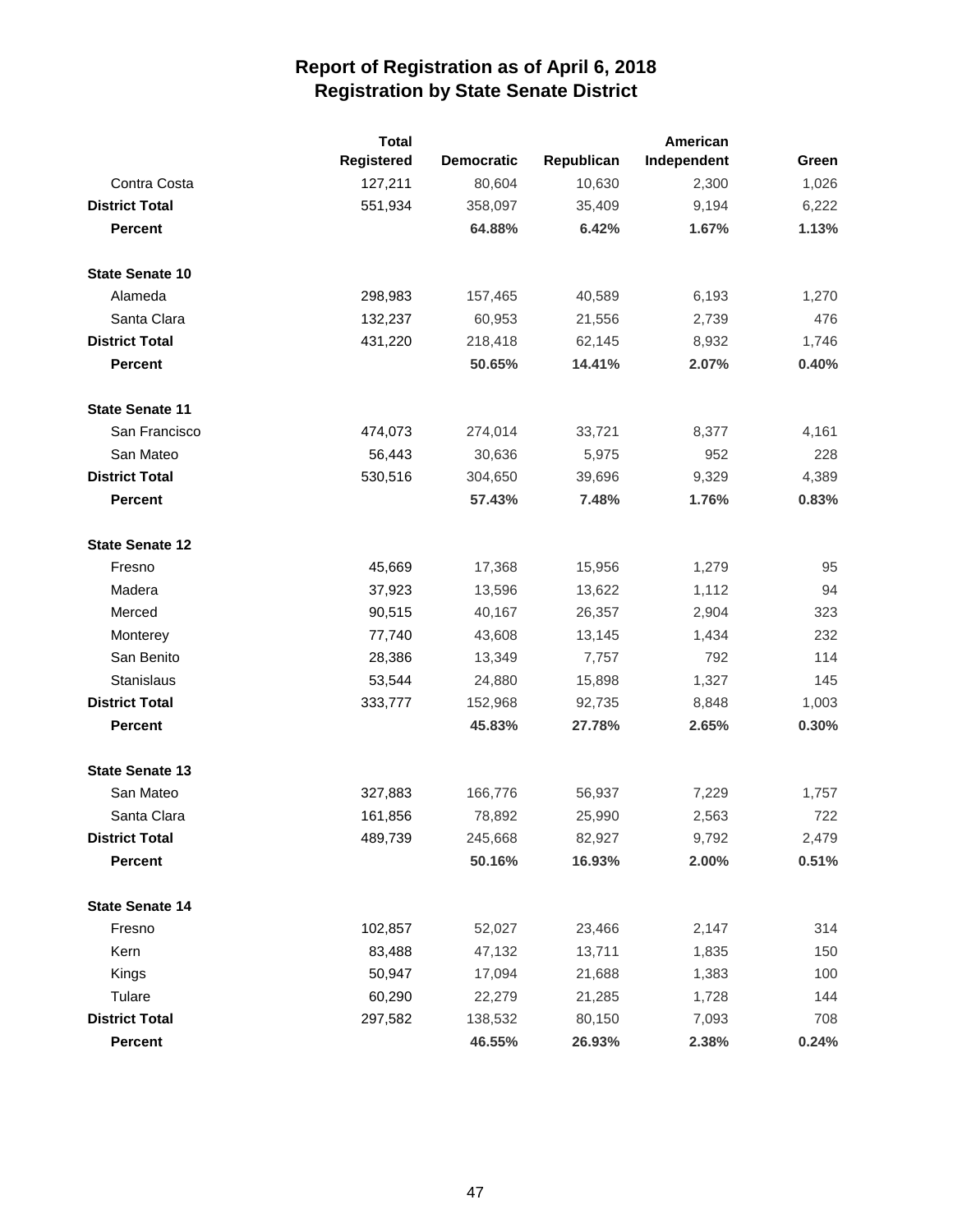# Report of Registration as of April 6, 2018
## Registration by State Senate District

| | Total Registered | Democratic | Republican | American Independent | Green |
|---|---|---|---|---|---|
| Contra Costa | 127,211 | 80,604 | 10,630 | 2,300 | 1,026 |
| **District Total** | 551,934 | 358,097 | 35,409 | 9,194 | 6,222 |
| **Percent** | | **64.88%** | **6.42%** | **1.67%** | **1.13%** |
| **State Senate 10** | | | | | |
| Alameda | 298,983 | 157,465 | 40,589 | 6,193 | 1,270 |
| Santa Clara | 132,237 | 60,953 | 21,556 | 2,739 | 476 |
| **District Total** | 431,220 | 218,418 | 62,145 | 8,932 | 1,746 |
| **Percent** | | **50.65%** | **14.41%** | **2.07%** | **0.40%** |
| **State Senate 11** | | | | | |
| San Francisco | 474,073 | 274,014 | 33,721 | 8,377 | 4,161 |
| San Mateo | 56,443 | 30,636 | 5,975 | 952 | 228 |
| **District Total** | 530,516 | 304,650 | 39,696 | 9,329 | 4,389 |
| **Percent** | | **57.43%** | **7.48%** | **1.76%** | **0.83%** |
| **State Senate 12** | | | | | |
| Fresno | 45,669 | 17,368 | 15,956 | 1,279 | 95 |
| Madera | 37,923 | 13,596 | 13,622 | 1,112 | 94 |
| Merced | 90,515 | 40,167 | 26,357 | 2,904 | 323 |
| Monterey | 77,740 | 43,608 | 13,145 | 1,434 | 232 |
| San Benito | 28,386 | 13,349 | 7,757 | 792 | 114 |
| Stanislaus | 53,544 | 24,880 | 15,898 | 1,327 | 145 |
| **District Total** | 333,777 | 152,968 | 92,735 | 8,848 | 1,003 |
| **Percent** | | **45.83%** | **27.78%** | **2.65%** | **0.30%** |
| **State Senate 13** | | | | | |
| San Mateo | 327,883 | 166,776 | 56,937 | 7,229 | 1,757 |
| Santa Clara | 161,856 | 78,892 | 25,990 | 2,563 | 722 |
| **District Total** | 489,739 | 245,668 | 82,927 | 9,792 | 2,479 |
| **Percent** | | **50.16%** | **16.93%** | **2.00%** | **0.51%** |
| **State Senate 14** | | | | | |
| Fresno | 102,857 | 52,027 | 23,466 | 2,147 | 314 |
| Kern | 83,488 | 47,132 | 13,711 | 1,835 | 150 |
| Kings | 50,947 | 17,094 | 21,688 | 1,383 | 100 |
| Tulare | 60,290 | 22,279 | 21,285 | 1,728 | 144 |
| **District Total** | 297,582 | 138,532 | 80,150 | 7,093 | 708 |
| **Percent** | | **46.55%** | **26.93%** | **2.38%** | **0.24%** |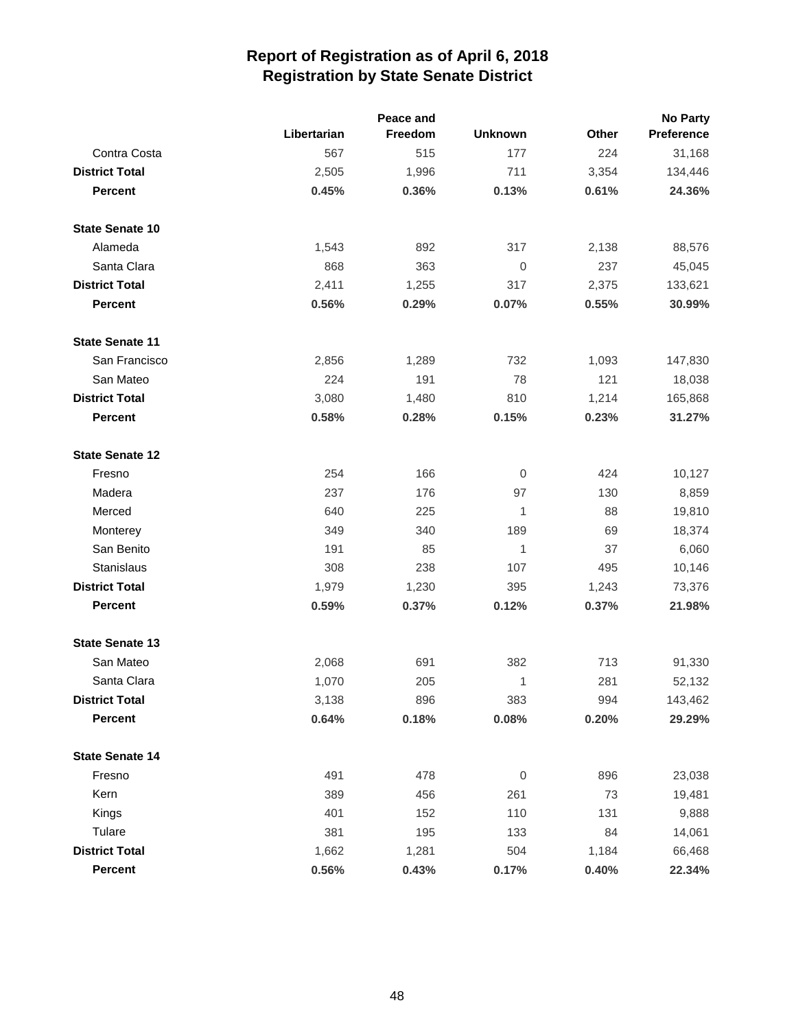# Report of Registration as of April 6, 2018
## Registration by State Senate District

| | Libertarian | Peace and Freedom | Unknown | Other | No Party Preference |
|---|---|---|---|---|---|
| Contra Costa | 567 | 515 | 177 | 224 | 31,168 |
| **District Total** | 2,505 | 1,996 | 711 | 3,354 | 134,446 |
| **Percent** | **0.45%** | **0.36%** | **0.13%** | **0.61%** | **24.36%** |
| **State Senate 10** | | | | | |
| Alameda | 1,543 | 892 | 317 | 2,138 | 88,576 |
| Santa Clara | 868 | 363 | 0 | 237 | 45,045 |
| **District Total** | 2,411 | 1,255 | 317 | 2,375 | 133,621 |
| **Percent** | **0.56%** | **0.29%** | **0.07%** | **0.55%** | **30.99%** |
| **State Senate 11** | | | | | |
| San Francisco | 2,856 | 1,289 | 732 | 1,093 | 147,830 |
| San Mateo | 224 | 191 | 78 | 121 | 18,038 |
| **District Total** | 3,080 | 1,480 | 810 | 1,214 | 165,868 |
| **Percent** | **0.58%** | **0.28%** | **0.15%** | **0.23%** | **31.27%** |
| **State Senate 12** | | | | | |
| Fresno | 254 | 166 | 0 | 424 | 10,127 |
| Madera | 237 | 176 | 97 | 130 | 8,859 |
| Merced | 640 | 225 | 1 | 88 | 19,810 |
| Monterey | 349 | 340 | 189 | 69 | 18,374 |
| San Benito | 191 | 85 | 1 | 37 | 6,060 |
| Stanislaus | 308 | 238 | 107 | 495 | 10,146 |
| **District Total** | 1,979 | 1,230 | 395 | 1,243 | 73,376 |
| **Percent** | **0.59%** | **0.37%** | **0.12%** | **0.37%** | **21.98%** |
| **State Senate 13** | | | | | |
| San Mateo | 2,068 | 691 | 382 | 713 | 91,330 |
| Santa Clara | 1,070 | 205 | 1 | 281 | 52,132 |
| **District Total** | 3,138 | 896 | 383 | 994 | 143,462 |
| **Percent** | **0.64%** | **0.18%** | **0.08%** | **0.20%** | **29.29%** |
| **State Senate 14** | | | | | |
| Fresno | 491 | 478 | 0 | 896 | 23,038 |
| Kern | 389 | 456 | 261 | 73 | 19,481 |
| Kings | 401 | 152 | 110 | 131 | 9,888 |
| Tulare | 381 | 195 | 133 | 84 | 14,061 |
| **District Total** | 1,662 | 1,281 | 504 | 1,184 | 66,468 |
| **Percent** | **0.56%** | **0.43%** | **0.17%** | **0.40%** | **22.34%** |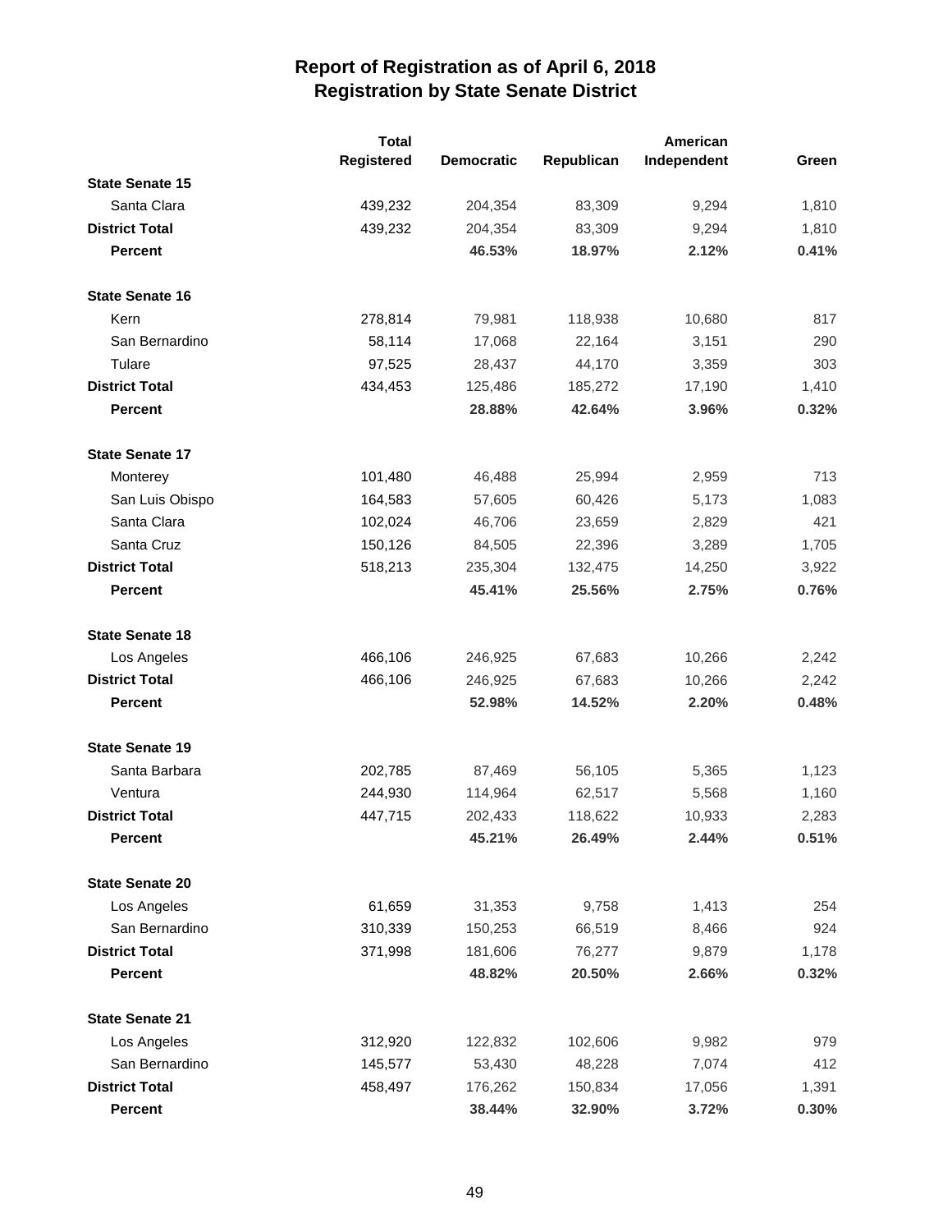# Report of Registration as of April 6, 2018
## Registration by State Senate District

| | Total Registered | Democratic | Republican | American Independent | Green |
|---|---|---|---|---|---|
| **State Senate 15** | | | | | |
| Santa Clara | 439,232 | 204,354 | 83,309 | 9,294 | 1,810 |
| **District Total** | 439,232 | 204,354 | 83,309 | 9,294 | 1,810 |
| **Percent** | | **46.53%** | **18.97%** | **2.12%** | **0.41%** |
| **State Senate 16** | | | | | |
| Kern | 278,814 | 79,981 | 118,938 | 10,680 | 817 |
| San Bernardino | 58,114 | 17,068 | 22,164 | 3,151 | 290 |
| Tulare | 97,525 | 28,437 | 44,170 | 3,359 | 303 |
| **District Total** | 434,453 | 125,486 | 185,272 | 17,190 | 1,410 |
| **Percent** | | **28.88%** | **42.64%** | **3.96%** | **0.32%** |
| **State Senate 17** | | | | | |
| Monterey | 101,480 | 46,488 | 25,994 | 2,959 | 713 |
| San Luis Obispo | 164,583 | 57,605 | 60,426 | 5,173 | 1,083 |
| Santa Clara | 102,024 | 46,706 | 23,659 | 2,829 | 421 |
| Santa Cruz | 150,126 | 84,505 | 22,396 | 3,289 | 1,705 |
| **District Total** | 518,213 | 235,304 | 132,475 | 14,250 | 3,922 |
| **Percent** | | **45.41%** | **25.56%** | **2.75%** | **0.76%** |
| **State Senate 18** | | | | | |
| Los Angeles | 466,106 | 246,925 | 67,683 | 10,266 | 2,242 |
| **District Total** | 466,106 | 246,925 | 67,683 | 10,266 | 2,242 |
| **Percent** | | **52.98%** | **14.52%** | **2.20%** | **0.48%** |
| **State Senate 19** | | | | | |
| Santa Barbara | 202,785 | 87,469 | 56,105 | 5,365 | 1,123 |
| Ventura | 244,930 | 114,964 | 62,517 | 5,568 | 1,160 |
| **District Total** | 447,715 | 202,433 | 118,622 | 10,933 | 2,283 |
| **Percent** | | **45.21%** | **26.49%** | **2.44%** | **0.51%** |
| **State Senate 20** | | | | | |
| Los Angeles | 61,659 | 31,353 | 9,758 | 1,413 | 254 |
| San Bernardino | 310,339 | 150,253 | 66,519 | 8,466 | 924 |
| **District Total** | 371,998 | 181,606 | 76,277 | 9,879 | 1,178 |
| **Percent** | | **48.82%** | **20.50%** | **2.66%** | **0.32%** |
| **State Senate 21** | | | | | |
| Los Angeles | 312,920 | 122,832 | 102,606 | 9,982 | 979 |
| San Bernardino | 145,577 | 53,430 | 48,228 | 7,074 | 412 |
| **District Total** | 458,497 | 176,262 | 150,834 | 17,056 | 1,391 |
| **Percent** | | **38.44%** | **32.90%** | **3.72%** | **0.30%** |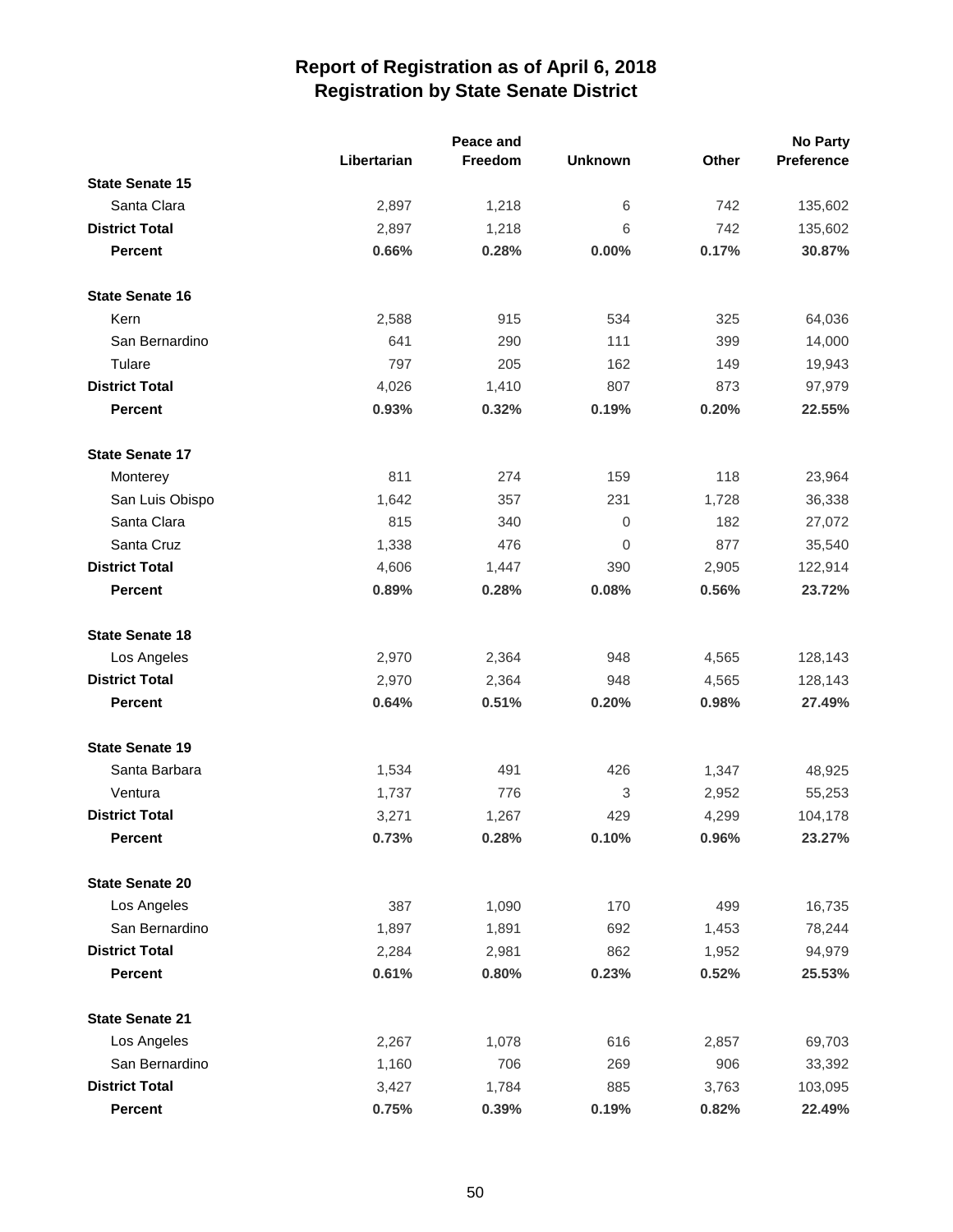# Report of Registration as of April 6, 2018
## Registration by State Senate District

| | Libertarian | Peace and Freedom | Unknown | Other | No Party Preference |
|---|---|---|---|---|---|
| **State Senate 15** | | | | | |
| Santa Clara | 2,897 | 1,218 | 6 | 742 | 135,602 |
| **District Total** | 2,897 | 1,218 | 6 | 742 | 135,602 |
| **Percent** | **0.66%** | **0.28%** | **0.00%** | **0.17%** | **30.87%** |
| **State Senate 16** | | | | | |
| Kern | 2,588 | 915 | 534 | 325 | 64,036 |
| San Bernardino | 641 | 290 | 111 | 399 | 14,000 |
| Tulare | 797 | 205 | 162 | 149 | 19,943 |
| **District Total** | 4,026 | 1,410 | 807 | 873 | 97,979 |
| **Percent** | **0.93%** | **0.32%** | **0.19%** | **0.20%** | **22.55%** |
| **State Senate 17** | | | | | |
| Monterey | 811 | 274 | 159 | 118 | 23,964 |
| San Luis Obispo | 1,642 | 357 | 231 | 1,728 | 36,338 |
| Santa Clara | 815 | 340 | 0 | 182 | 27,072 |
| Santa Cruz | 1,338 | 476 | 0 | 877 | 35,540 |
| **District Total** | 4,606 | 1,447 | 390 | 2,905 | 122,914 |
| **Percent** | **0.89%** | **0.28%** | **0.08%** | **0.56%** | **23.72%** |
| **State Senate 18** | | | | | |
| Los Angeles | 2,970 | 2,364 | 948 | 4,565 | 128,143 |
| **District Total** | 2,970 | 2,364 | 948 | 4,565 | 128,143 |
| **Percent** | **0.64%** | **0.51%** | **0.20%** | **0.98%** | **27.49%** |
| **State Senate 19** | | | | | |
| Santa Barbara | 1,534 | 491 | 426 | 1,347 | 48,925 |
| Ventura | 1,737 | 776 | 3 | 2,952 | 55,253 |
| **District Total** | 3,271 | 1,267 | 429 | 4,299 | 104,178 |
| **Percent** | **0.73%** | **0.28%** | **0.10%** | **0.96%** | **23.27%** |
| **State Senate 20** | | | | | |
| Los Angeles | 387 | 1,090 | 170 | 499 | 16,735 |
| San Bernardino | 1,897 | 1,891 | 692 | 1,453 | 78,244 |
| **District Total** | 2,284 | 2,981 | 862 | 1,952 | 94,979 |
| **Percent** | **0.61%** | **0.80%** | **0.23%** | **0.52%** | **25.53%** |
| **State Senate 21** | | | | | |
| Los Angeles | 2,267 | 1,078 | 616 | 2,857 | 69,703 |
| San Bernardino | 1,160 | 706 | 269 | 906 | 33,392 |
| **District Total** | 3,427 | 1,784 | 885 | 3,763 | 103,095 |
| **Percent** | **0.75%** | **0.39%** | **0.19%** | **0.82%** | **22.49%** |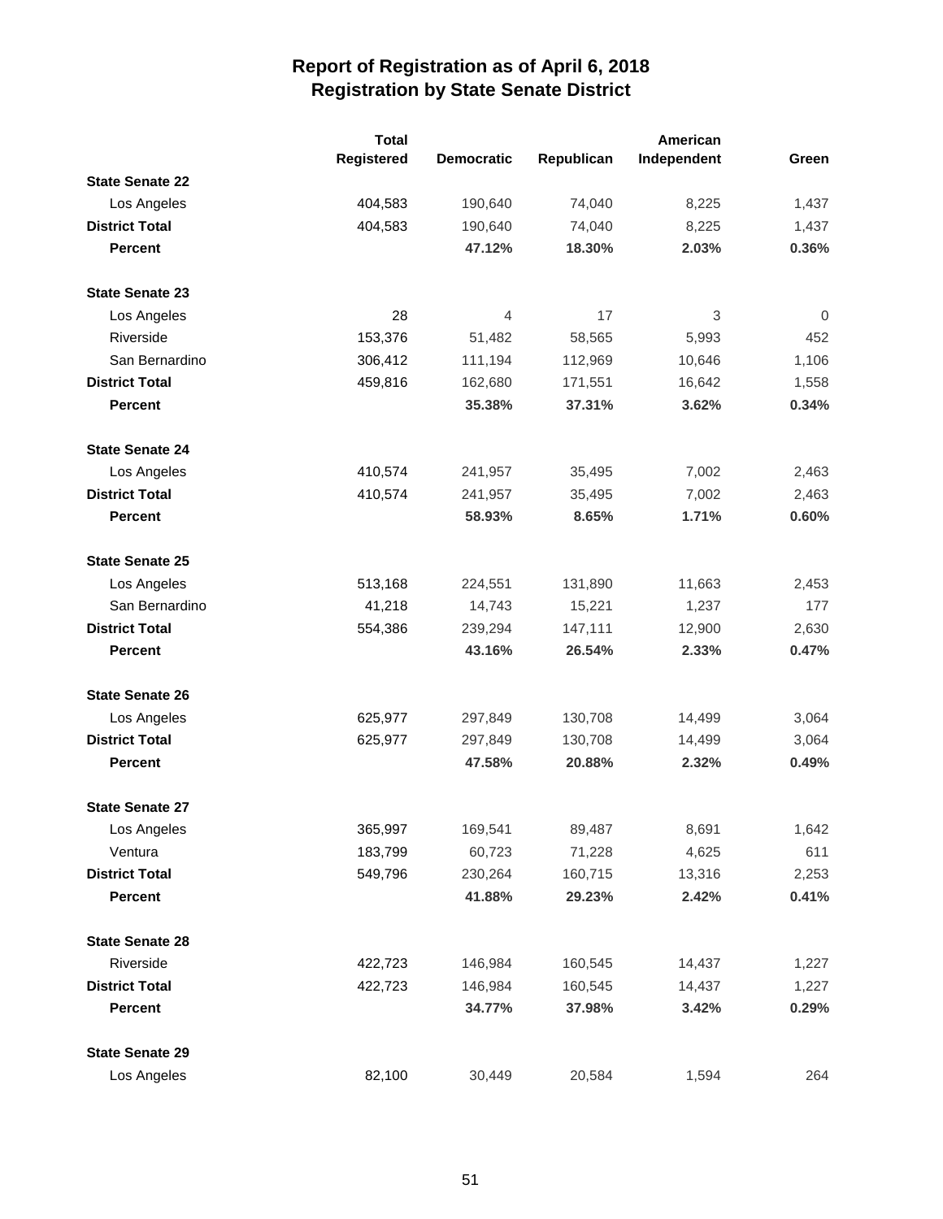# Report of Registration as of April 6, 2018
## Registration by State Senate District

| | Total Registered | Democratic | Republican | American Independent | Green |
|---|---|---|---|---|---|
| **State Senate 22** | | | | | |
| Los Angeles | 404,583 | 190,640 | 74,040 | 8,225 | 1,437 |
| **District Total** | 404,583 | 190,640 | 74,040 | 8,225 | 1,437 |
| **Percent** | | **47.12%** | **18.30%** | **2.03%** | **0.36%** |
| **State Senate 23** | | | | | |
| Los Angeles | 28 | 4 | 17 | 3 | 0 |
| Riverside | 153,376 | 51,482 | 58,565 | 5,993 | 452 |
| San Bernardino | 306,412 | 111,194 | 112,969 | 10,646 | 1,106 |
| **District Total** | 459,816 | 162,680 | 171,551 | 16,642 | 1,558 |
| **Percent** | | **35.38%** | **37.31%** | **3.62%** | **0.34%** |
| **State Senate 24** | | | | | |
| Los Angeles | 410,574 | 241,957 | 35,495 | 7,002 | 2,463 |
| **District Total** | 410,574 | 241,957 | 35,495 | 7,002 | 2,463 |
| **Percent** | | **58.93%** | **8.65%** | **1.71%** | **0.60%** |
| **State Senate 25** | | | | | |
| Los Angeles | 513,168 | 224,551 | 131,890 | 11,663 | 2,453 |
| San Bernardino | 41,218 | 14,743 | 15,221 | 1,237 | 177 |
| **District Total** | 554,386 | 239,294 | 147,111 | 12,900 | 2,630 |
| **Percent** | | **43.16%** | **26.54%** | **2.33%** | **0.47%** |
| **State Senate 26** | | | | | |
| Los Angeles | 625,977 | 297,849 | 130,708 | 14,499 | 3,064 |
| **District Total** | 625,977 | 297,849 | 130,708 | 14,499 | 3,064 |
| **Percent** | | **47.58%** | **20.88%** | **2.32%** | **0.49%** |
| **State Senate 27** | | | | | |
| Los Angeles | 365,997 | 169,541 | 89,487 | 8,691 | 1,642 |
| Ventura | 183,799 | 60,723 | 71,228 | 4,625 | 611 |
| **District Total** | 549,796 | 230,264 | 160,715 | 13,316 | 2,253 |
| **Percent** | | **41.88%** | **29.23%** | **2.42%** | **0.41%** |
| **State Senate 28** | | | | | |
| Riverside | 422,723 | 146,984 | 160,545 | 14,437 | 1,227 |
| **District Total** | 422,723 | 146,984 | 160,545 | 14,437 | 1,227 |
| **Percent** | | **34.77%** | **37.98%** | **3.42%** | **0.29%** |
| **State Senate 29** | | | | | |
| Los Angeles | 82,100 | 30,449 | 20,584 | 1,594 | 264 |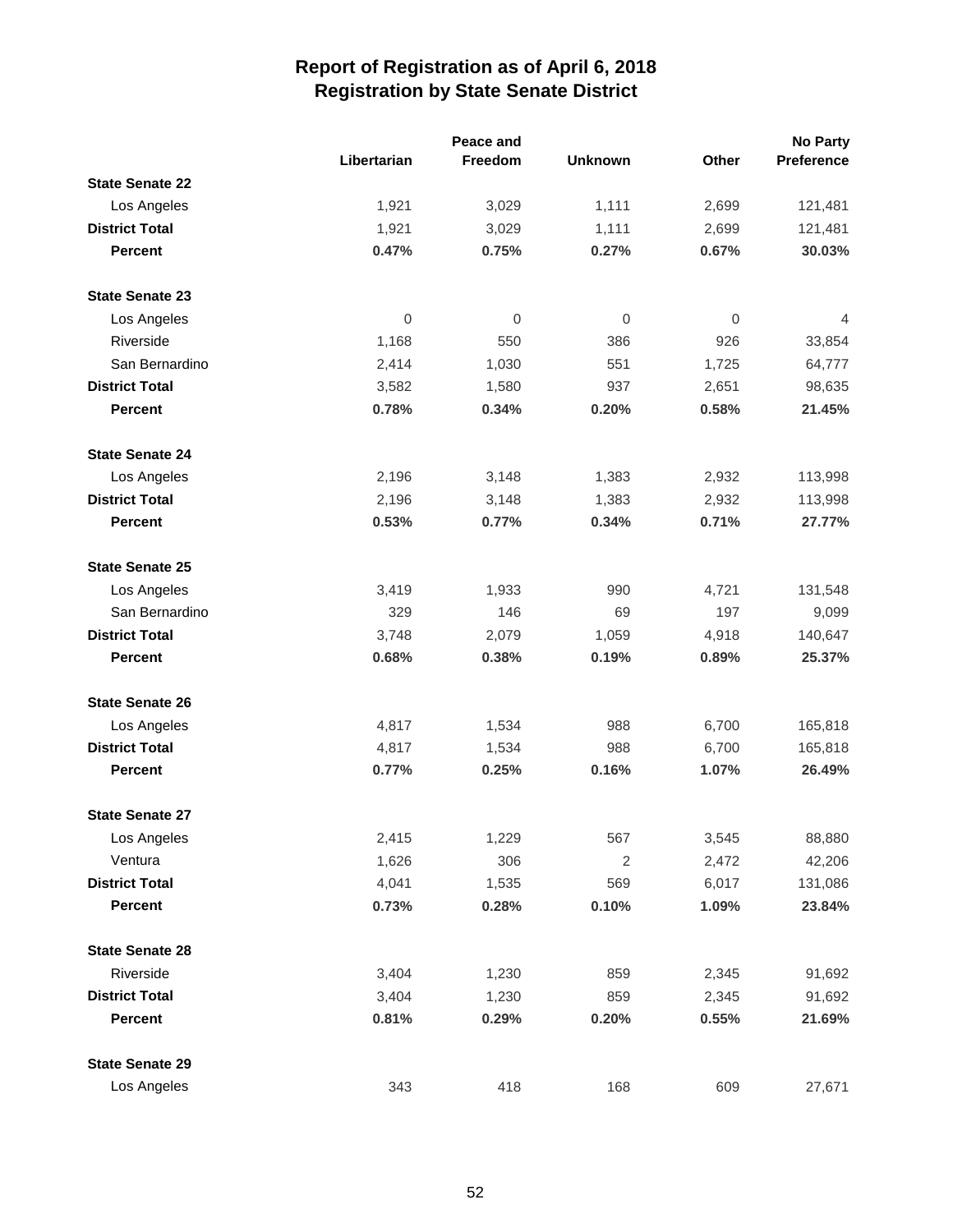# Report of Registration as of April 6, 2018
## Registration by State Senate District

| | Libertarian | Peace and Freedom | Unknown | Other | No Party Preference |
|---|---|---|---|---|---|
| **State Senate 22** | | | | | |
| Los Angeles | 1,921 | 3,029 | 1,111 | 2,699 | 121,481 |
| **District Total** | 1,921 | 3,029 | 1,111 | 2,699 | 121,481 |
| **Percent** | **0.47%** | **0.75%** | **0.27%** | **0.67%** | **30.03%** |
| **State Senate 23** | | | | | |
| Los Angeles | 0 | 0 | 0 | 0 | 4 |
| Riverside | 1,168 | 550 | 386 | 926 | 33,854 |
| San Bernardino | 2,414 | 1,030 | 551 | 1,725 | 64,777 |
| **District Total** | 3,582 | 1,580 | 937 | 2,651 | 98,635 |
| **Percent** | **0.78%** | **0.34%** | **0.20%** | **0.58%** | **21.45%** |
| **State Senate 24** | | | | | |
| Los Angeles | 2,196 | 3,148 | 1,383 | 2,932 | 113,998 |
| **District Total** | 2,196 | 3,148 | 1,383 | 2,932 | 113,998 |
| **Percent** | **0.53%** | **0.77%** | **0.34%** | **0.71%** | **27.77%** |
| **State Senate 25** | | | | | |
| Los Angeles | 3,419 | 1,933 | 990 | 4,721 | 131,548 |
| San Bernardino | 329 | 146 | 69 | 197 | 9,099 |
| **District Total** | 3,748 | 2,079 | 1,059 | 4,918 | 140,647 |
| **Percent** | **0.68%** | **0.38%** | **0.19%** | **0.89%** | **25.37%** |
| **State Senate 26** | | | | | |
| Los Angeles | 4,817 | 1,534 | 988 | 6,700 | 165,818 |
| **District Total** | 4,817 | 1,534 | 988 | 6,700 | 165,818 |
| **Percent** | **0.77%** | **0.25%** | **0.16%** | **1.07%** | **26.49%** |
| **State Senate 27** | | | | | |
| Los Angeles | 2,415 | 1,229 | 567 | 3,545 | 88,880 |
| Ventura | 1,626 | 306 | 2 | 2,472 | 42,206 |
| **District Total** | 4,041 | 1,535 | 569 | 6,017 | 131,086 |
| **Percent** | **0.73%** | **0.28%** | **0.10%** | **1.09%** | **23.84%** |
| **State Senate 28** | | | | | |
| Riverside | 3,404 | 1,230 | 859 | 2,345 | 91,692 |
| **District Total** | 3,404 | 1,230 | 859 | 2,345 | 91,692 |
| **Percent** | **0.81%** | **0.29%** | **0.20%** | **0.55%** | **21.69%** |
| **State Senate 29** | | | | | |
| Los Angeles | 343 | 418 | 168 | 609 | 27,671 |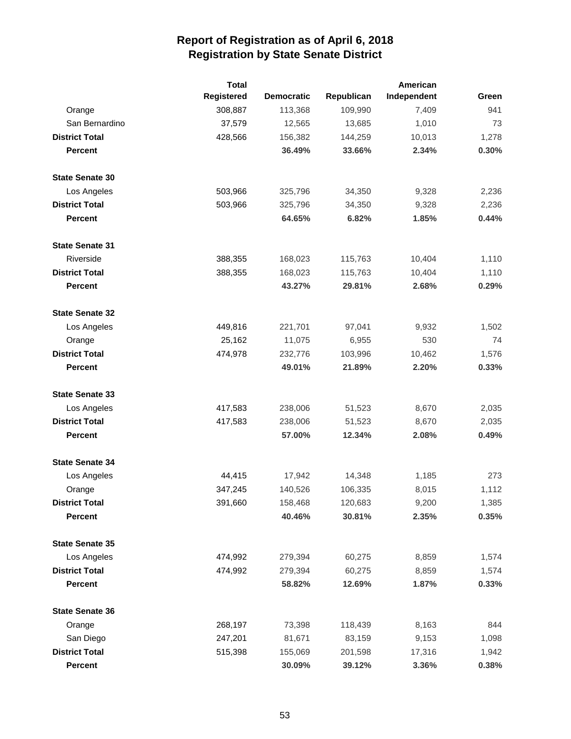# Report of Registration as of April 6, 2018
## Registration by State Senate District

| | Total Registered | Democratic | Republican | American Independent | Green |
|---|---|---|---|---|---|
| Orange | 308,887 | 113,368 | 109,990 | 7,409 | 941 |
| San Bernardino | 37,579 | 12,565 | 13,685 | 1,010 | 73 |
| **District Total** | 428,566 | 156,382 | 144,259 | 10,013 | 1,278 |
| **Percent** | | **36.49%** | **33.66%** | **2.34%** | **0.30%** |
| **State Senate 30** | | | | | |
| Los Angeles | 503,966 | 325,796 | 34,350 | 9,328 | 2,236 |
| **District Total** | 503,966 | 325,796 | 34,350 | 9,328 | 2,236 |
| **Percent** | | **64.65%** | **6.82%** | **1.85%** | **0.44%** |
| **State Senate 31** | | | | | |
| Riverside | 388,355 | 168,023 | 115,763 | 10,404 | 1,110 |
| **District Total** | 388,355 | 168,023 | 115,763 | 10,404 | 1,110 |
| **Percent** | | **43.27%** | **29.81%** | **2.68%** | **0.29%** |
| **State Senate 32** | | | | | |
| Los Angeles | 449,816 | 221,701 | 97,041 | 9,932 | 1,502 |
| Orange | 25,162 | 11,075 | 6,955 | 530 | 74 |
| **District Total** | 474,978 | 232,776 | 103,996 | 10,462 | 1,576 |
| **Percent** | | **49.01%** | **21.89%** | **2.20%** | **0.33%** |
| **State Senate 33** | | | | | |
| Los Angeles | 417,583 | 238,006 | 51,523 | 8,670 | 2,035 |
| **District Total** | 417,583 | 238,006 | 51,523 | 8,670 | 2,035 |
| **Percent** | | **57.00%** | **12.34%** | **2.08%** | **0.49%** |
| **State Senate 34** | | | | | |
| Los Angeles | 44,415 | 17,942 | 14,348 | 1,185 | 273 |
| Orange | 347,245 | 140,526 | 106,335 | 8,015 | 1,112 |
| **District Total** | 391,660 | 158,468 | 120,683 | 9,200 | 1,385 |
| **Percent** | | **40.46%** | **30.81%** | **2.35%** | **0.35%** |
| **State Senate 35** | | | | | |
| Los Angeles | 474,992 | 279,394 | 60,275 | 8,859 | 1,574 |
| **District Total** | 474,992 | 279,394 | 60,275 | 8,859 | 1,574 |
| **Percent** | | **58.82%** | **12.69%** | **1.87%** | **0.33%** |
| **State Senate 36** | | | | | |
| Orange | 268,197 | 73,398 | 118,439 | 8,163 | 844 |
| San Diego | 247,201 | 81,671 | 83,159 | 9,153 | 1,098 |
| **District Total** | 515,398 | 155,069 | 201,598 | 17,316 | 1,942 |
| **Percent** | | **30.09%** | **39.12%** | **3.36%** | **0.38%** |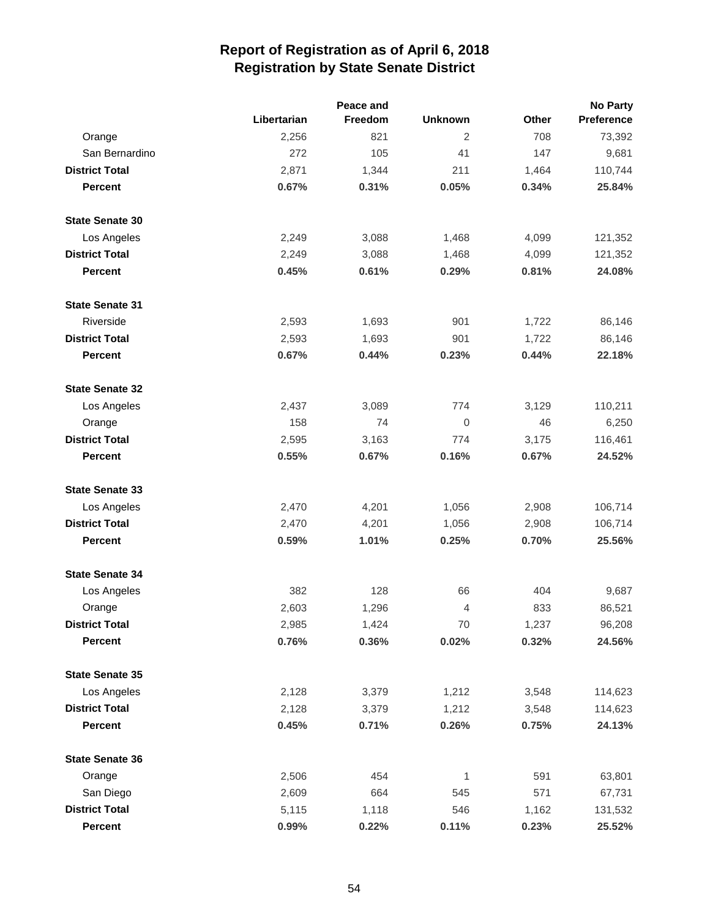# Report of Registration as of April 6, 2018
## Registration by State Senate District

| | Libertarian | Peace and Freedom | Unknown | Other | No Party Preference |
|---|---|---|---|---|---|
| Orange | 2,256 | 821 | 2 | 708 | 73,392 |
| San Bernardino | 272 | 105 | 41 | 147 | 9,681 |
| **District Total** | 2,871 | 1,344 | 211 | 1,464 | 110,744 |
| **Percent** | **0.67%** | **0.31%** | **0.05%** | **0.34%** | **25.84%** |
| **State Senate 30** | | | | | |
| Los Angeles | 2,249 | 3,088 | 1,468 | 4,099 | 121,352 |
| **District Total** | 2,249 | 3,088 | 1,468 | 4,099 | 121,352 |
| **Percent** | **0.45%** | **0.61%** | **0.29%** | **0.81%** | **24.08%** |
| **State Senate 31** | | | | | |
| Riverside | 2,593 | 1,693 | 901 | 1,722 | 86,146 |
| **District Total** | 2,593 | 1,693 | 901 | 1,722 | 86,146 |
| **Percent** | **0.67%** | **0.44%** | **0.23%** | **0.44%** | **22.18%** |
| **State Senate 32** | | | | | |
| Los Angeles | 2,437 | 3,089 | 774 | 3,129 | 110,211 |
| Orange | 158 | 74 | 0 | 46 | 6,250 |
| **District Total** | 2,595 | 3,163 | 774 | 3,175 | 116,461 |
| **Percent** | **0.55%** | **0.67%** | **0.16%** | **0.67%** | **24.52%** |
| **State Senate 33** | | | | | |
| Los Angeles | 2,470 | 4,201 | 1,056 | 2,908 | 106,714 |
| **District Total** | 2,470 | 4,201 | 1,056 | 2,908 | 106,714 |
| **Percent** | **0.59%** | **1.01%** | **0.25%** | **0.70%** | **25.56%** |
| **State Senate 34** | | | | | |
| Los Angeles | 382 | 128 | 66 | 404 | 9,687 |
| Orange | 2,603 | 1,296 | 4 | 833 | 86,521 |
| **District Total** | 2,985 | 1,424 | 70 | 1,237 | 96,208 |
| **Percent** | **0.76%** | **0.36%** | **0.02%** | **0.32%** | **24.56%** |
| **State Senate 35** | | | | | |
| Los Angeles | 2,128 | 3,379 | 1,212 | 3,548 | 114,623 |
| **District Total** | 2,128 | 3,379 | 1,212 | 3,548 | 114,623 |
| **Percent** | **0.45%** | **0.71%** | **0.26%** | **0.75%** | **24.13%** |
| **State Senate 36** | | | | | |
| Orange | 2,506 | 454 | 1 | 591 | 63,801 |
| San Diego | 2,609 | 664 | 545 | 571 | 67,731 |
| **District Total** | 5,115 | 1,118 | 546 | 1,162 | 131,532 |
| **Percent** | **0.99%** | **0.22%** | **0.11%** | **0.23%** | **25.52%** |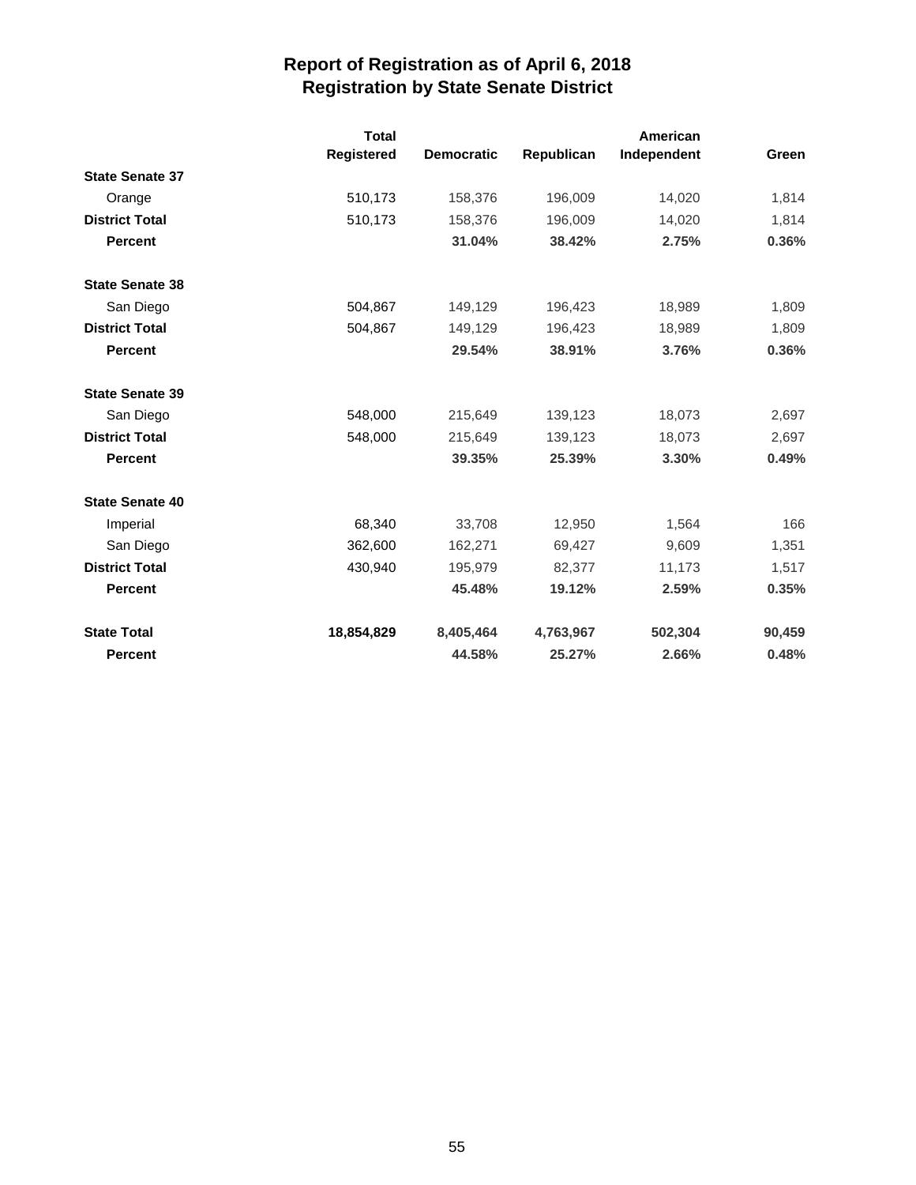# Report of Registration as of April 6, 2018
## Registration by State Senate District

| | Total Registered | Democratic | Republican | American Independent | Green |
|---|---|---|---|---|---|
| **State Senate 37** | | | | | |
| Orange | 510,173 | 158,376 | 196,009 | 14,020 | 1,814 |
| **District Total** | 510,173 | 158,376 | 196,009 | 14,020 | 1,814 |
| **Percent** | | **31.04%** | **38.42%** | **2.75%** | **0.36%** |
| **State Senate 38** | | | | | |
| San Diego | 504,867 | 149,129 | 196,423 | 18,989 | 1,809 |
| **District Total** | 504,867 | 149,129 | 196,423 | 18,989 | 1,809 |
| **Percent** | | **29.54%** | **38.91%** | **3.76%** | **0.36%** |
| **State Senate 39** | | | | | |
| San Diego | 548,000 | 215,649 | 139,123 | 18,073 | 2,697 |
| **District Total** | 548,000 | 215,649 | 139,123 | 18,073 | 2,697 |
| **Percent** | | **39.35%** | **25.39%** | **3.30%** | **0.49%** |
| **State Senate 40** | | | | | |
| Imperial | 68,340 | 33,708 | 12,950 | 1,564 | 166 |
| San Diego | 362,600 | 162,271 | 69,427 | 9,609 | 1,351 |
| **District Total** | 430,940 | 195,979 | 82,377 | 11,173 | 1,517 |
| **Percent** | | **45.48%** | **19.12%** | **2.59%** | **0.35%** |
| **State Total** | **18,854,829** | **8,405,464** | **4,763,967** | **502,304** | **90,459** |
| **Percent** | | **44.58%** | **25.27%** | **2.66%** | **0.48%** |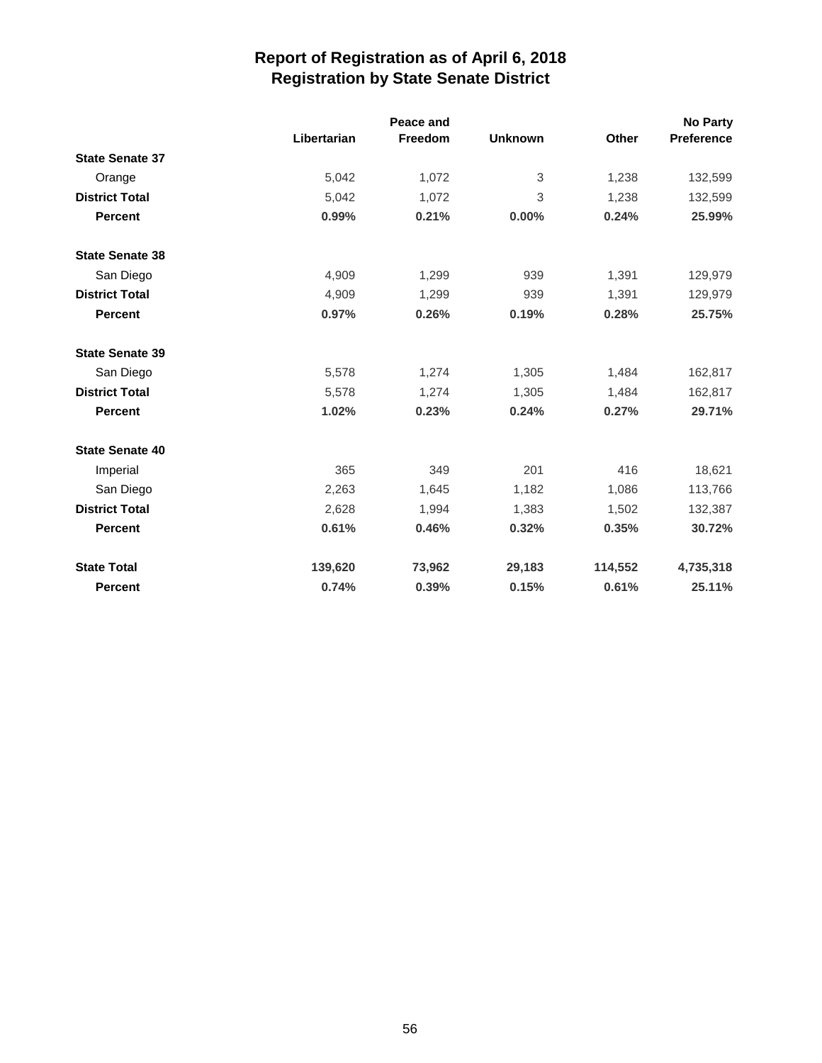# Report of Registration as of April 6, 2018
## Registration by State Senate District

| | Libertarian | Peace and Freedom | Unknown | Other | No Party Preference |
|---|---|---|---|---|---|
| **State Senate 37** | | | | | |
| Orange | 5,042 | 1,072 | 3 | 1,238 | 132,599 |
| **District Total** | 5,042 | 1,072 | 3 | 1,238 | 132,599 |
| **Percent** | **0.99%** | **0.21%** | **0.00%** | **0.24%** | **25.99%** |
| **State Senate 38** | | | | | |
| San Diego | 4,909 | 1,299 | 939 | 1,391 | 129,979 |
| **District Total** | 4,909 | 1,299 | 939 | 1,391 | 129,979 |
| **Percent** | **0.97%** | **0.26%** | **0.19%** | **0.28%** | **25.75%** |
| **State Senate 39** | | | | | |
| San Diego | 5,578 | 1,274 | 1,305 | 1,484 | 162,817 |
| **District Total** | 5,578 | 1,274 | 1,305 | 1,484 | 162,817 |
| **Percent** | **1.02%** | **0.23%** | **0.24%** | **0.27%** | **29.71%** |
| **State Senate 40** | | | | | |
| Imperial | 365 | 349 | 201 | 416 | 18,621 |
| San Diego | 2,263 | 1,645 | 1,182 | 1,086 | 113,766 |
| **District Total** | 2,628 | 1,994 | 1,383 | 1,502 | 132,387 |
| **Percent** | **0.61%** | **0.46%** | **0.32%** | **0.35%** | **30.72%** |
| **State Total** | **139,620** | **73,962** | **29,183** | **114,552** | **4,735,318** |
| **Percent** | **0.74%** | **0.39%** | **0.15%** | **0.61%** | **25.11%** |